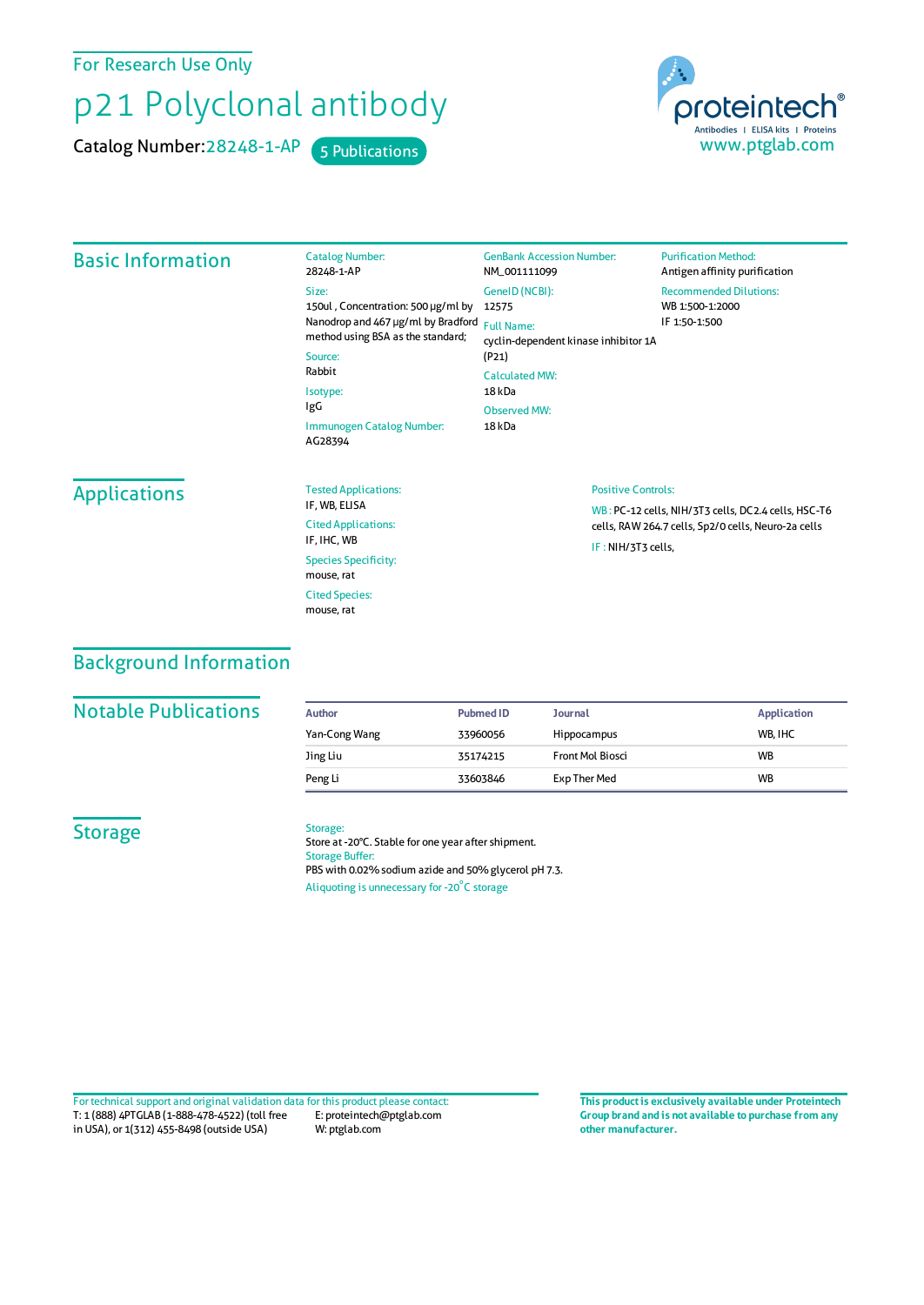For Research Use Only

# p21 Polyclonal antibody

Catalog Number: 28248-1-AP    5 Publications

proteintech® Antibodies | ELISA kits | Proteins
www.ptglab.com

## Basic Information

**Catalog Number:**
28248-1-AP

**Size:**
150ul , Concentration: 500 μg/ml by Nanodrop and 467 μg/ml by Bradford method using BSA as the standard;

**Source:**
Rabbit

**Isotype:**
IgG

**Immunogen Catalog Number:**
AG28394

**GenBank Accession Number:**
NM_001111099

**GeneID (NCBI):**
12575

**Full Name:**
cyclin-dependent kinase inhibitor 1A (P21)

**Calculated MW:**
18 kDa

**Observed MW:**
18 kDa

**Purification Method:**
Antigen affinity purification

**Recommended Dilutions:**
WB 1:500-1:2000
IF 1:50-1:500

## Applications

**Tested Applications:**
IF, WB, ELISA

**Cited Applications:**
IF, IHC, WB

**Species Specificity:**
mouse, rat

**Cited Species:**
mouse, rat

**Positive Controls:**

WB : PC-12 cells, NIH/3T3 cells, DC2.4 cells, HSC-T6 cells, RAW 264.7 cells, Sp2/0 cells, Neuro-2a cells

IF : NIH/3T3 cells,

## Background Information

## Notable Publications

| Author | Pubmed ID | Journal | Application |
|---|---|---|---|
| Yan-Cong Wang | 33960056 | Hippocampus | WB, IHC |
| Jing Liu | 35174215 | Front Mol Biosci | WB |
| Peng Li | 33603846 | Exp Ther Med | WB |

## Storage

**Storage:**
Store at -20°C. Stable for one year after shipment.

**Storage Buffer:**
PBS with 0.02% sodium azide and 50% glycerol pH 7.3.

Aliquoting is unnecessary for -20°C storage

For technical support and original validation data for this product please contact:
T: 1 (888) 4PTGLAB (1-888-478-4522) (toll free in USA), or 1(312) 455-8498 (outside USA)
E: proteintech@ptglab.com
W: ptglab.com

**This product is exclusively available under Proteintech Group brand and is not available to purchase from any other manufacturer.**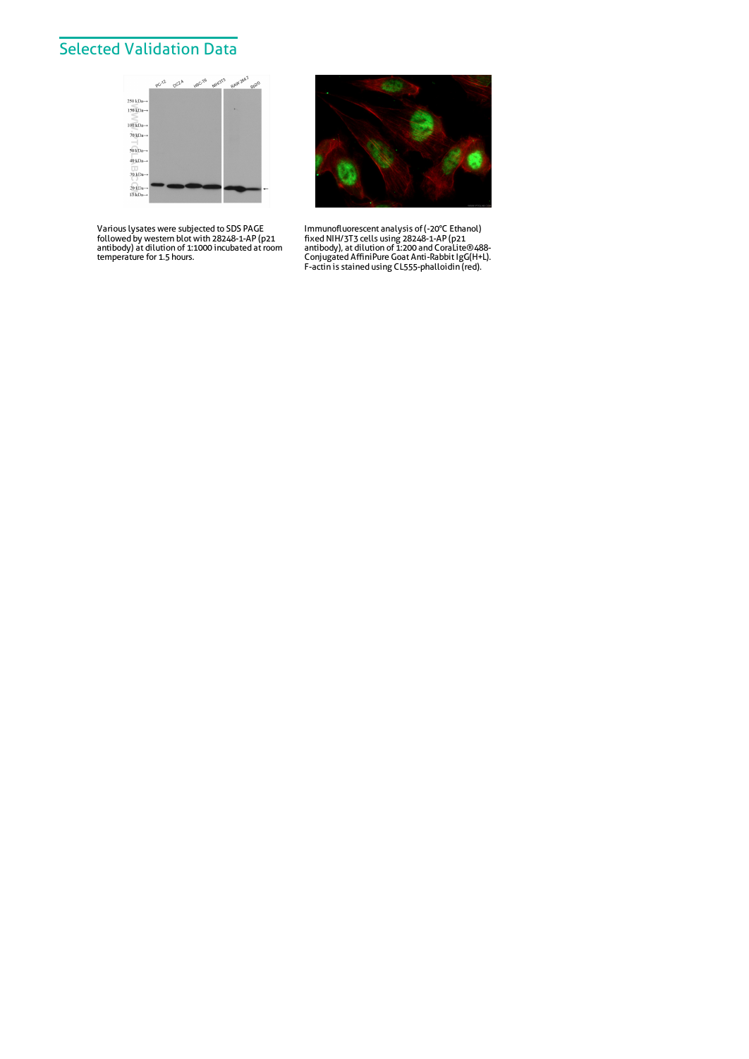## Selected Validation Data

Various lysates were subjected to SDS PAGE followed by western blot with 28248-1-AP (p21 antibody) at dilution of 1:1000 incubated at room temperature for 1.5 hours.

Immunofluorescent analysis of (-20°C Ethanol) fixed NIH/3T3 cells using 28248-1-AP (p21 antibody), at dilution of 1:200 and CoraLite®488-Conjugated AffiniPure Goat Anti-Rabbit IgG(H+L). F-actin is stained using CL555-phalloidin (red).